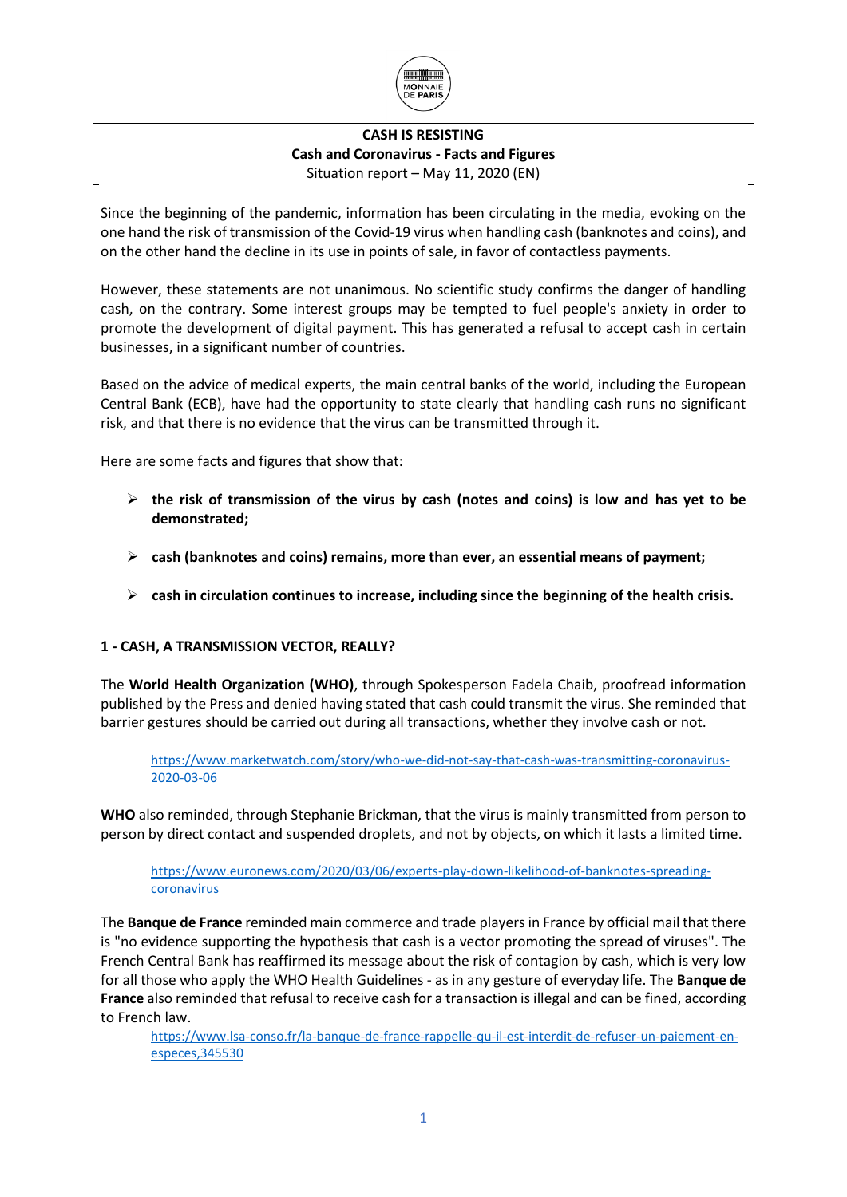MONNAIE DE PARIS

**CASH IS RESISTING**

**Cash and Coronavirus - Facts and Figures**

Situation report – May 11, 2020 (EN)

Since the beginning of the pandemic, information has been circulating in the media, evoking on the one hand the risk of transmission of the Covid-19 virus when handling cash (banknotes and coins), and on the other hand the decline in its use in points of sale, in favor of contactless payments.

However, these statements are not unanimous. No scientific study confirms the danger of handling cash, on the contrary. Some interest groups may be tempted to fuel people's anxiety in order to promote the development of digital payment. This has generated a refusal to accept cash in certain businesses, in a significant number of countries.

Based on the advice of medical experts, the main central banks of the world, including the European Central Bank (ECB), have had the opportunity to state clearly that handling cash runs no significant risk, and that there is no evidence that the virus can be transmitted through it.

Here are some facts and figures that show that:

- **the risk of transmission of the virus by cash (notes and coins) is low and has yet to be demonstrated;**
- **cash (banknotes and coins) remains, more than ever, an essential means of payment;**
- **cash in circulation continues to increase, including since the beginning of the health crisis.**

## 1 - CASH, A TRANSMISSION VECTOR, REALLY?

The **World Health Organization (WHO)**, through Spokesperson Fadela Chaib, proofread information published by the Press and denied having stated that cash could transmit the virus. She reminded that barrier gestures should be carried out during all transactions, whether they involve cash or not.

> https://www.marketwatch.com/story/who-we-did-not-say-that-cash-was-transmitting-coronavirus-2020-03-06

**WHO** also reminded, through Stephanie Brickman, that the virus is mainly transmitted from person to person by direct contact and suspended droplets, and not by objects, on which it lasts a limited time.

> https://www.euronews.com/2020/03/06/experts-play-down-likelihood-of-banknotes-spreading-coronavirus

The **Banque de France** reminded main commerce and trade players in France by official mail that there is "no evidence supporting the hypothesis that cash is a vector promoting the spread of viruses". The French Central Bank has reaffirmed its message about the risk of contagion by cash, which is very low for all those who apply the WHO Health Guidelines - as in any gesture of everyday life. The **Banque de France** also reminded that refusal to receive cash for a transaction is illegal and can be fined, according to French law.

> https://www.lsa-conso.fr/la-banque-de-france-rappelle-qu-il-est-interdit-de-refuser-un-paiement-en-especes,345530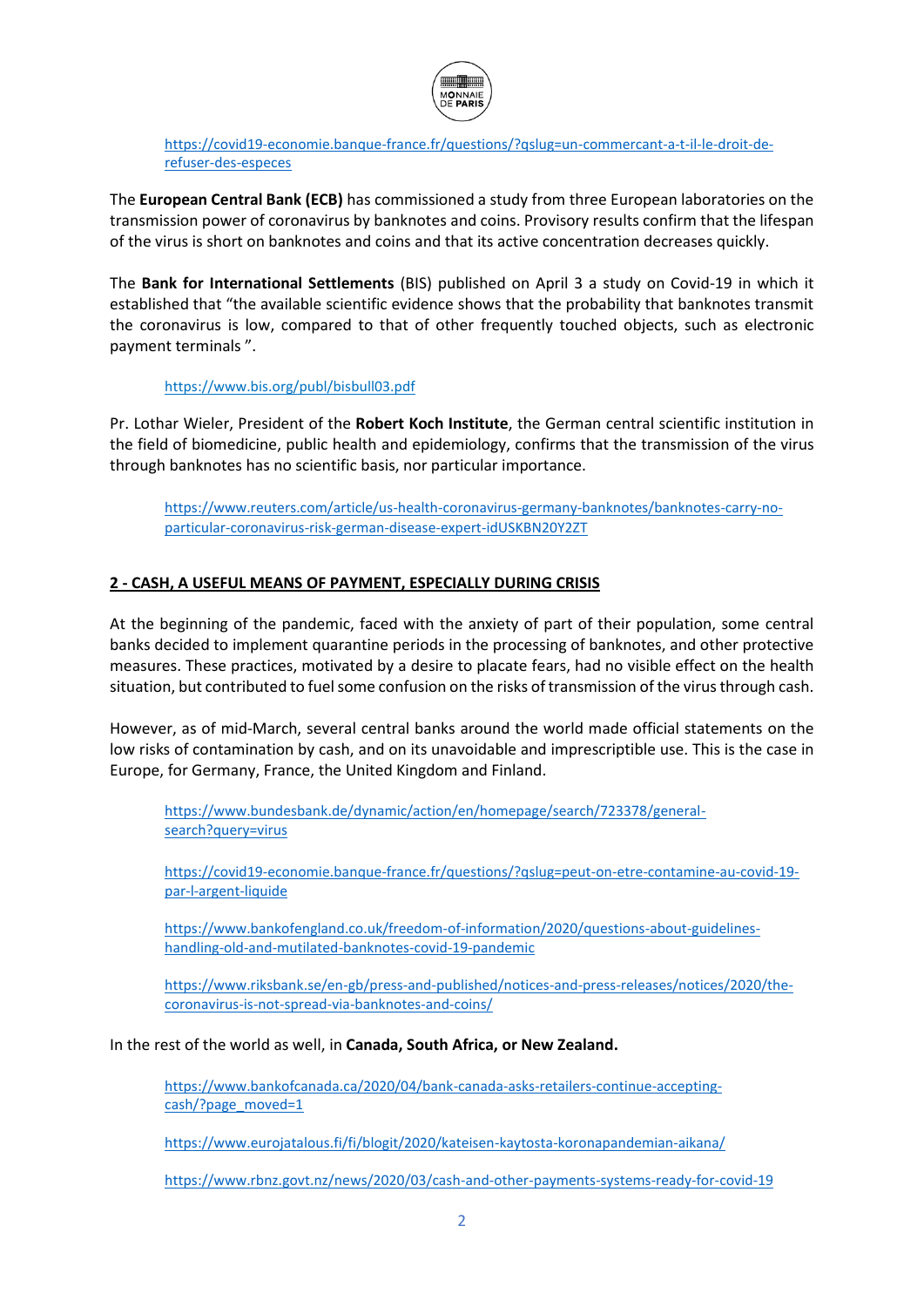https://covid19-economie.banque-france.fr/questions/?qslug=un-commercant-a-t-il-le-droit-de-refuser-des-especes

The **European Central Bank (ECB)** has commissioned a study from three European laboratories on the transmission power of coronavirus by banknotes and coins. Provisory results confirm that the lifespan of the virus is short on banknotes and coins and that its active concentration decreases quickly.

The **Bank for International Settlements** (BIS) published on April 3 a study on Covid-19 in which it established that "the available scientific evidence shows that the probability that banknotes transmit the coronavirus is low, compared to that of other frequently touched objects, such as electronic payment terminals ".

https://www.bis.org/publ/bisbull03.pdf

Pr. Lothar Wieler, President of the **Robert Koch Institute**, the German central scientific institution in the field of biomedicine, public health and epidemiology, confirms that the transmission of the virus through banknotes has no scientific basis, nor particular importance.

https://www.reuters.com/article/us-health-coronavirus-germany-banknotes/banknotes-carry-no-particular-coronavirus-risk-german-disease-expert-idUSKBN20Y2ZT

## 2 - CASH, A USEFUL MEANS OF PAYMENT, ESPECIALLY DURING CRISIS

At the beginning of the pandemic, faced with the anxiety of part of their population, some central banks decided to implement quarantine periods in the processing of banknotes, and other protective measures. These practices, motivated by a desire to placate fears, had no visible effect on the health situation, but contributed to fuel some confusion on the risks of transmission of the virus through cash.

However, as of mid-March, several central banks around the world made official statements on the low risks of contamination by cash, and on its unavoidable and imprescriptible use. This is the case in Europe, for Germany, France, the United Kingdom and Finland.

https://www.bundesbank.de/dynamic/action/en/homepage/search/723378/general-search?query=virus

https://covid19-economie.banque-france.fr/questions/?qslug=peut-on-etre-contamine-au-covid-19-par-l-argent-liquide

https://www.bankofengland.co.uk/freedom-of-information/2020/questions-about-guidelines-handling-old-and-mutilated-banknotes-covid-19-pandemic

https://www.riksbank.se/en-gb/press-and-published/notices-and-press-releases/notices/2020/the-coronavirus-is-not-spread-via-banknotes-and-coins/

In the rest of the world as well, in **Canada, South Africa, or New Zealand.**

https://www.bankofcanada.ca/2020/04/bank-canada-asks-retailers-continue-accepting-cash/?page_moved=1

https://www.eurojatalous.fi/fi/blogit/2020/kateisen-kaytosta-koronapandemian-aikana/

https://www.rbnz.govt.nz/news/2020/03/cash-and-other-payments-systems-ready-for-covid-19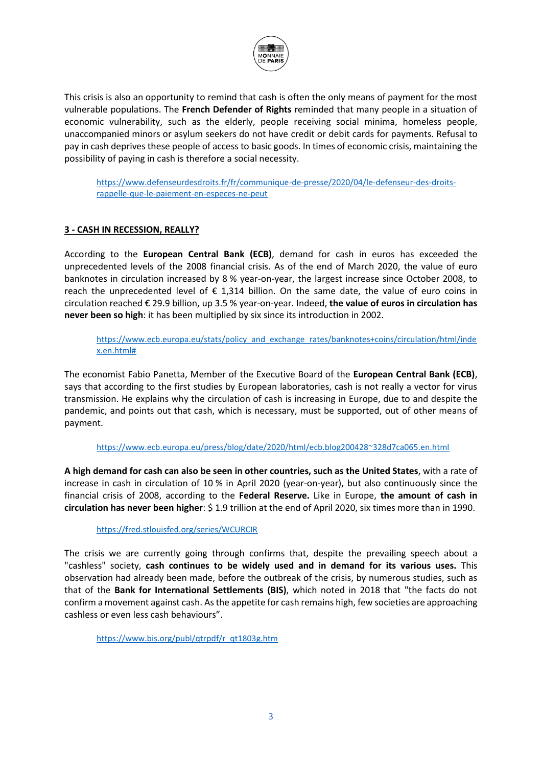This crisis is also an opportunity to remind that cash is often the only means of payment for the most vulnerable populations. The **French Defender of Rights** reminded that many people in a situation of economic vulnerability, such as the elderly, people receiving social minima, homeless people, unaccompanied minors or asylum seekers do not have credit or debit cards for payments. Refusal to pay in cash deprives these people of access to basic goods. In times of economic crisis, maintaining the possibility of paying in cash is therefore a social necessity.

https://www.defenseurdesdroits.fr/fr/communique-de-presse/2020/04/le-defenseur-des-droits-rappelle-que-le-paiement-en-especes-ne-peut

## 3 - CASH IN RECESSION, REALLY?

According to the **European Central Bank (ECB)**, demand for cash in euros has exceeded the unprecedented levels of the 2008 financial crisis. As of the end of March 2020, the value of euro banknotes in circulation increased by 8 % year-on-year, the largest increase since October 2008, to reach the unprecedented level of € 1,314 billion. On the same date, the value of euro coins in circulation reached € 29.9 billion, up 3.5 % year-on-year. Indeed, **the value of euros in circulation has never been so high**: it has been multiplied by six since its introduction in 2002.

https://www.ecb.europa.eu/stats/policy_and_exchange_rates/banknotes+coins/circulation/html/index.en.html#

The economist Fabio Panetta, Member of the Executive Board of the **European Central Bank (ECB)**, says that according to the first studies by European laboratories, cash is not really a vector for virus transmission. He explains why the circulation of cash is increasing in Europe, due to and despite the pandemic, and points out that cash, which is necessary, must be supported, out of other means of payment.

https://www.ecb.europa.eu/press/blog/date/2020/html/ecb.blog200428~328d7ca065.en.html

**A high demand for cash can also be seen in other countries, such as the United States**, with a rate of increase in cash in circulation of 10 % in April 2020 (year-on-year), but also continuously since the financial crisis of 2008, according to the **Federal Reserve.** Like in Europe, **the amount of cash in circulation has never been higher**: $ 1.9 trillion at the end of April 2020, six times more than in 1990.

https://fred.stlouisfed.org/series/WCURCIR

The crisis we are currently going through confirms that, despite the prevailing speech about a "cashless" society, **cash continues to be widely used and in demand for its various uses.** This observation had already been made, before the outbreak of the crisis, by numerous studies, such as that of the **Bank for International Settlements (BIS)**, which noted in 2018 that "the facts do not confirm a movement against cash. As the appetite for cash remains high, few societies are approaching cashless or even less cash behaviours".

https://www.bis.org/publ/qtrpdf/r_qt1803g.htm